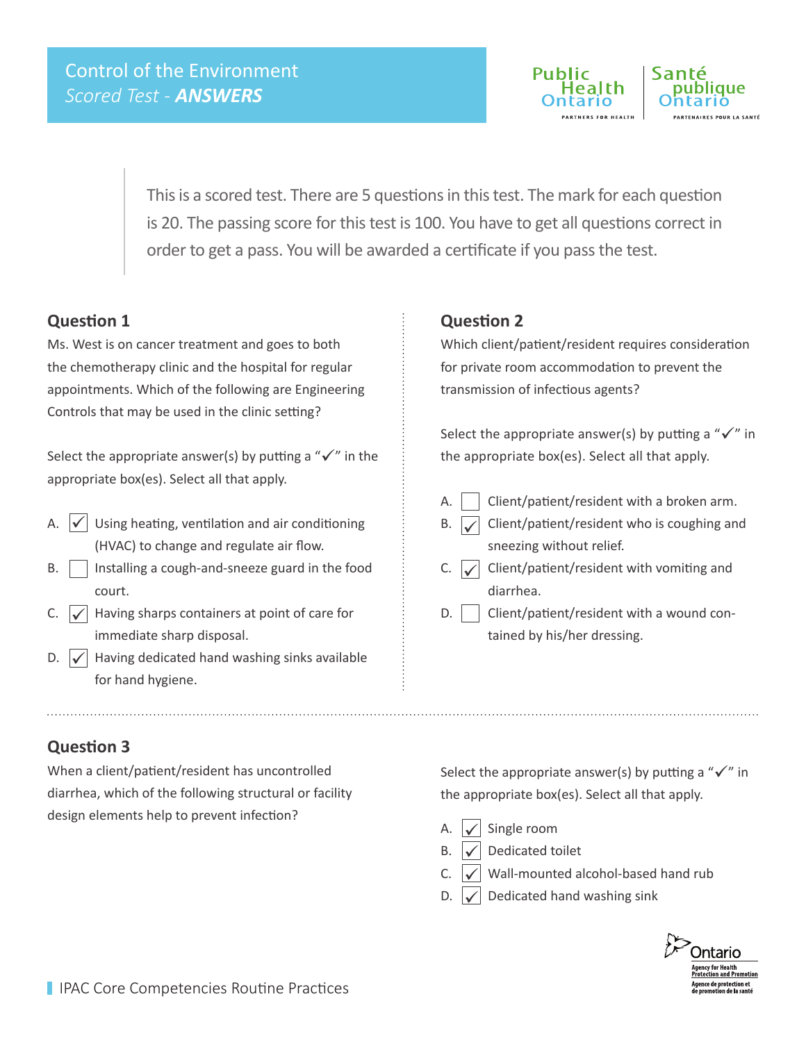# Control of the Environment

*Scored Test - **ANSWERS***

This is a scored test. There are 5 questions in this test. The mark for each question is 20. The passing score for this test is 100. You have to get all questions correct in order to get a pass. You will be awarded a certificate if you pass the test.

## Question 1

Ms. West is on cancer treatment and goes to both the chemotherapy clinic and the hospital for regular appointments. Which of the following are Engineering Controls that may be used in the clinic setting?

Select the appropriate answer(s) by putting a "✓" in the appropriate box(es). Select all that apply.

- A. ☑ Using heating, ventilation and air conditioning (HVAC) to change and regulate air flow.
- B. ☐ Installing a cough-and-sneeze guard in the food court.
- C. ☑ Having sharps containers at point of care for immediate sharp disposal.
- D. ☑ Having dedicated hand washing sinks available for hand hygiene.

## Question 2

Which client/patient/resident requires consideration for private room accommodation to prevent the transmission of infectious agents?

Select the appropriate answer(s) by putting a "✓" in the appropriate box(es). Select all that apply.

- A. ☐ Client/patient/resident with a broken arm.
- B. ☑ Client/patient/resident who is coughing and sneezing without relief.
- C. ☑ Client/patient/resident with vomiting and diarrhea.
- D. ☐ Client/patient/resident with a wound contained by his/her dressing.

## Question 3

When a client/patient/resident has uncontrolled diarrhea, which of the following structural or facility design elements help to prevent infection?

Select the appropriate answer(s) by putting a "✓" in the appropriate box(es). Select all that apply.

- A. ☑ Single room
- B. ☑ Dedicated toilet
- C. ☑ Wall-mounted alcohol-based hand rub
- D. ☑ Dedicated hand washing sink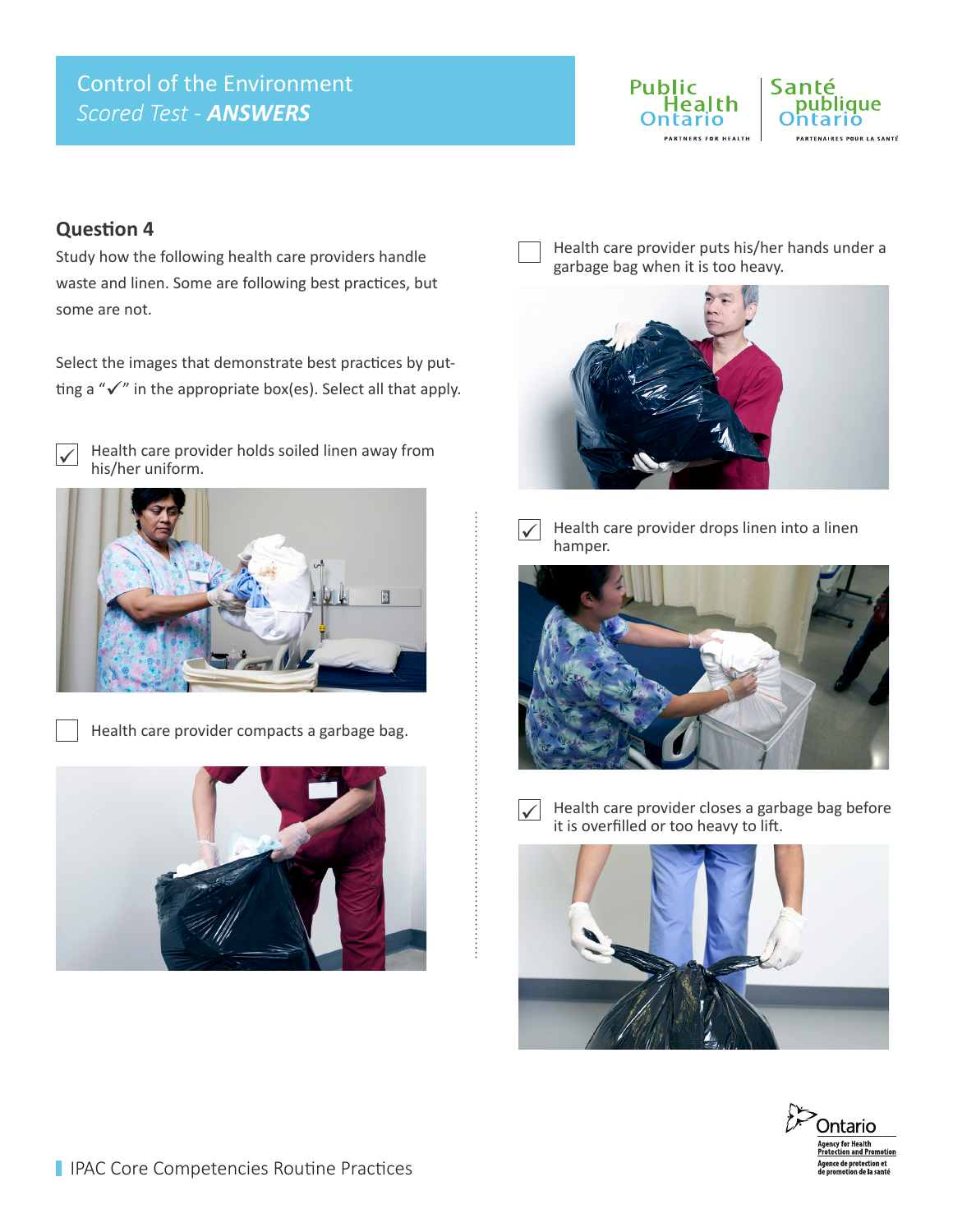Control of the Environment
*Scored Test - **ANSWERS***

## Question 4

Study how the following health care providers handle waste and linen. Some are following best practices, but some are not.

Select the images that demonstrate best practices by putting a "✓" in the appropriate box(es). Select all that apply.

- [x] Health care provider holds soiled linen away from his/her uniform.
- [ ] Health care provider compacts a garbage bag.
- [ ] Health care provider puts his/her hands under a garbage bag when it is too heavy.
- [x] Health care provider drops linen into a linen hamper.
- [x] Health care provider closes a garbage bag before it is overfilled or too heavy to lift.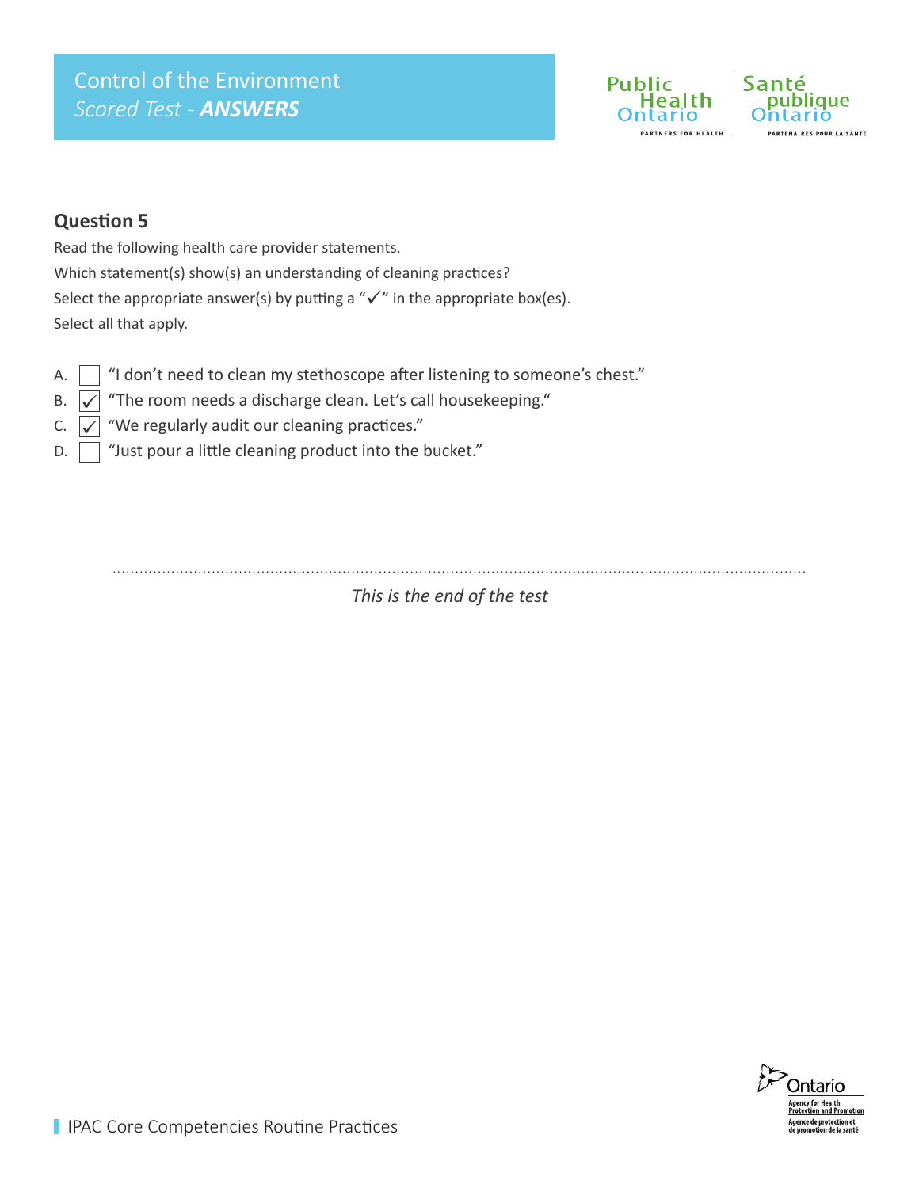## Question 5

Read the following health care provider statements.

Which statement(s) show(s) an understanding of cleaning practices?

Select the appropriate answer(s) by putting a "✓" in the appropriate box(es).

Select all that apply.

A. ☐ "I don't need to clean my stethoscope after listening to someone's chest."

B. ☑ "The room needs a discharge clean. Let's call housekeeping."

C. ☑ "We regularly audit our cleaning practices."

D. ☐ "Just pour a little cleaning product into the bucket."

*This is the end of the test*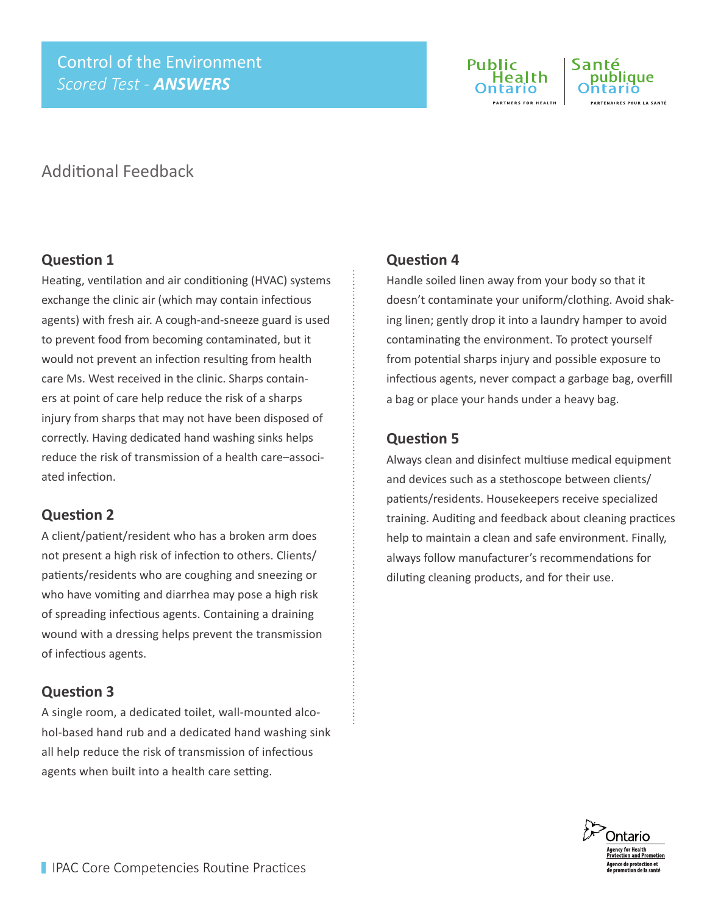# Control of the Environment

*Scored Test - **ANSWERS***

## Additional Feedback

### Question 1

Heating, ventilation and air conditioning (HVAC) systems exchange the clinic air (which may contain infectious agents) with fresh air. A cough-and-sneeze guard is used to prevent food from becoming contaminated, but it would not prevent an infection resulting from health care Ms. West received in the clinic. Sharps containers at point of care help reduce the risk of a sharps injury from sharps that may not have been disposed of correctly. Having dedicated hand washing sinks helps reduce the risk of transmission of a health care–associated infection.

### Question 2

A client/patient/resident who has a broken arm does not present a high risk of infection to others. Clients/patients/residents who are coughing and sneezing or who have vomiting and diarrhea may pose a high risk of spreading infectious agents. Containing a draining wound with a dressing helps prevent the transmission of infectious agents.

### Question 3

A single room, a dedicated toilet, wall-mounted alcohol-based hand rub and a dedicated hand washing sink all help reduce the risk of transmission of infectious agents when built into a health care setting.

### Question 4

Handle soiled linen away from your body so that it doesn't contaminate your uniform/clothing. Avoid shaking linen; gently drop it into a laundry hamper to avoid contaminating the environment. To protect yourself from potential sharps injury and possible exposure to infectious agents, never compact a garbage bag, overfill a bag or place your hands under a heavy bag.

### Question 5

Always clean and disinfect multiuse medical equipment and devices such as a stethoscope between clients/patients/residents. Housekeepers receive specialized training. Auditing and feedback about cleaning practices help to maintain a clean and safe environment. Finally, always follow manufacturer's recommendations for diluting cleaning products, and for their use.